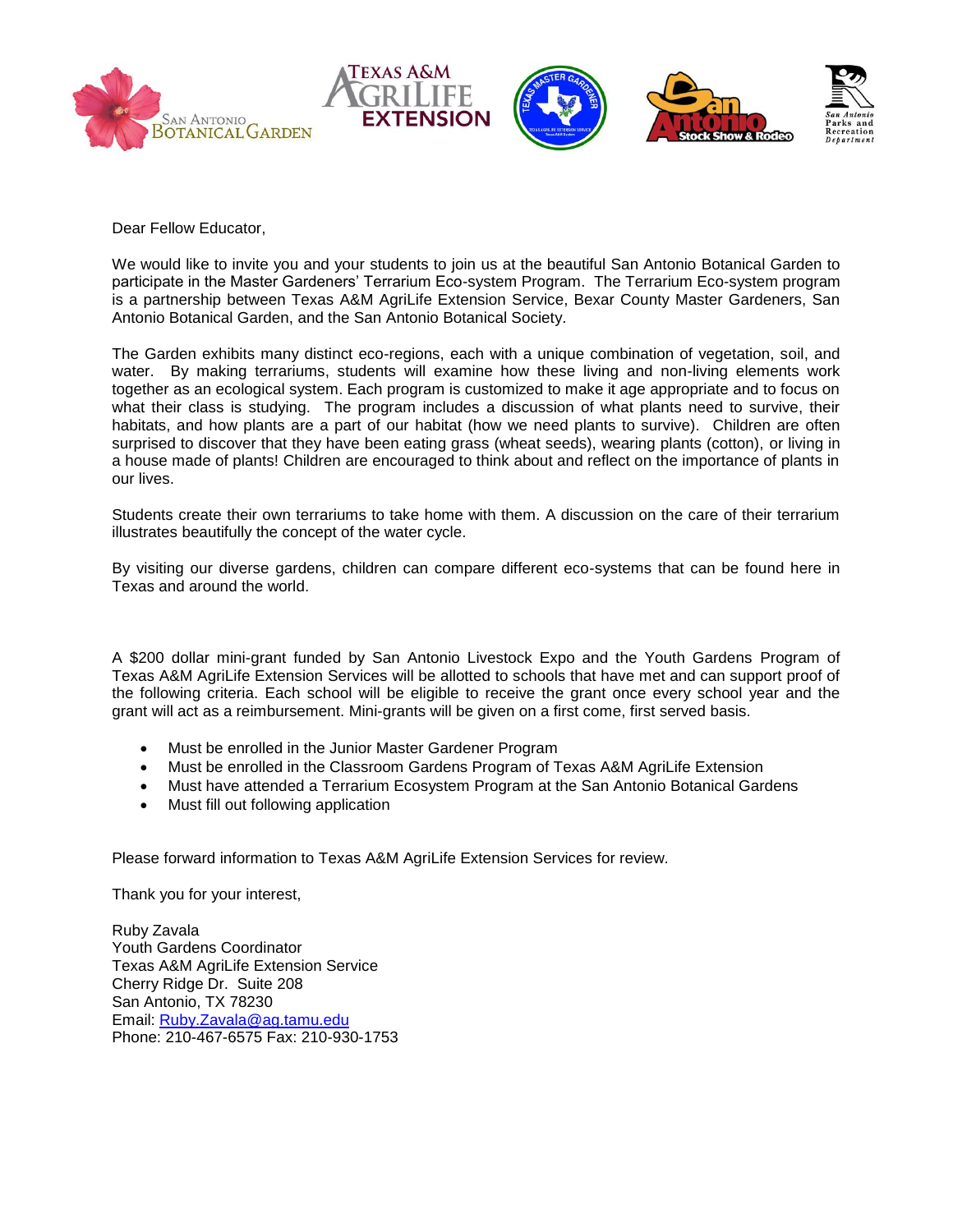Dear Fellow Educator,

We would like to invite you and your students to join us at the beautiful San Antonio Botanical Garden to participate in the Master Gardeners' Terrarium Eco-system Program. The Terrarium Eco-system program is a partnership between Texas A&M AgriLife Extension Service, Bexar County Master Gardeners, San Antonio Botanical Garden, and the San Antonio Botanical Society.

The Garden exhibits many distinct eco-regions, each with a unique combination of vegetation, soil, and water. By making terrariums, students will examine how these living and non-living elements work together as an ecological system. Each program is customized to make it age appropriate and to focus on what their class is studying. The program includes a discussion of what plants need to survive, their habitats, and how plants are a part of our habitat (how we need plants to survive). Children are often surprised to discover that they have been eating grass (wheat seeds), wearing plants (cotton), or living in a house made of plants! Children are encouraged to think about and reflect on the importance of plants in our lives.

Students create their own terrariums to take home with them. A discussion on the care of their terrarium illustrates beautifully the concept of the water cycle.

By visiting our diverse gardens, children can compare different eco-systems that can be found here in Texas and around the world.

A $200 dollar mini-grant funded by San Antonio Livestock Expo and the Youth Gardens Program of Texas A&M AgriLife Extension Services will be allotted to schools that have met and can support proof of the following criteria. Each school will be eligible to receive the grant once every school year and the grant will act as a reimbursement. Mini-grants will be given on a first come, first served basis.

- Must be enrolled in the Junior Master Gardener Program
- Must be enrolled in the Classroom Gardens Program of Texas A&M AgriLife Extension
- Must have attended a Terrarium Ecosystem Program at the San Antonio Botanical Gardens
- Must fill out following application

Please forward information to Texas A&M AgriLife Extension Services for review.

Thank you for your interest,

Ruby Zavala
Youth Gardens Coordinator
Texas A&M AgriLife Extension Service
Cherry Ridge Dr. Suite 208
San Antonio, TX 78230
Email: Ruby.Zavala@ag.tamu.edu
Phone: 210-467-6575 Fax: 210-930-1753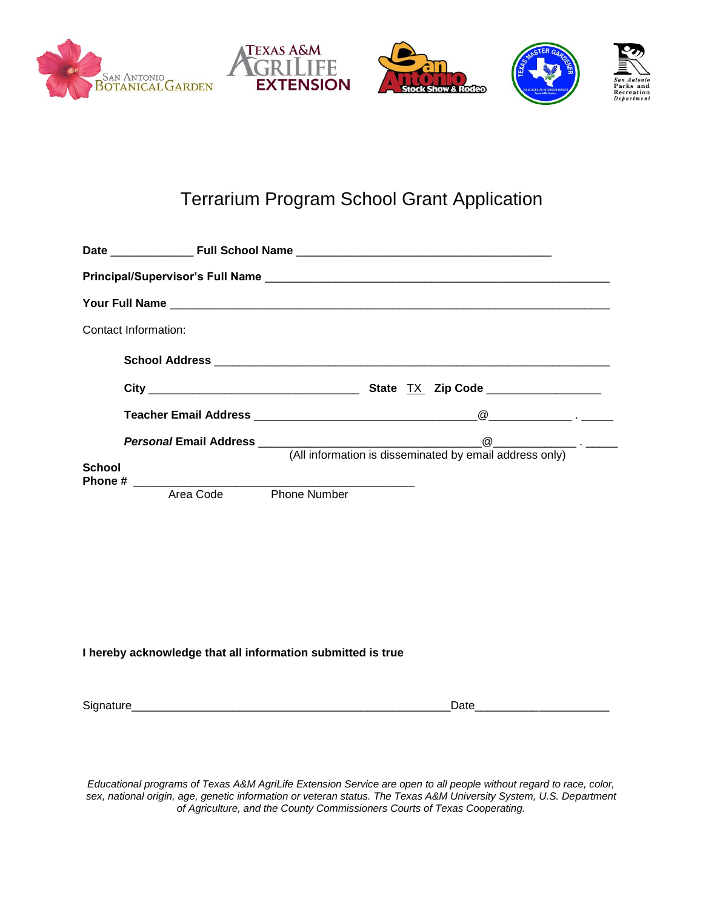# Terrarium Program School Grant Application

**Date** _____________ **Full School Name** ________________________________________

**Principal/Supervisor's Full Name** ______________________________________________________

**Your Full Name** ____________________________________________________________________

Contact Information:

**School Address** ______________________________________________________________

**City** _________________________________ **State** TX **Zip Code** _________________

**Teacher Email Address** __________________________________@_____________ . _____

***Personal*** **Email Address** __________________________________@_____________ . _____

(All information is disseminated by email address only)

**School Phone #** ____________________________________________

Area Code Phone Number

**I hereby acknowledge that all information submitted is true**

Signature__________________________________________________Date____________________

*Educational programs of Texas A&M AgriLife Extension Service are open to all people without regard to race, color, sex, national origin, age, genetic information or veteran status. The Texas A&M University System, U.S. Department of Agriculture, and the County Commissioners Courts of Texas Cooperating.*